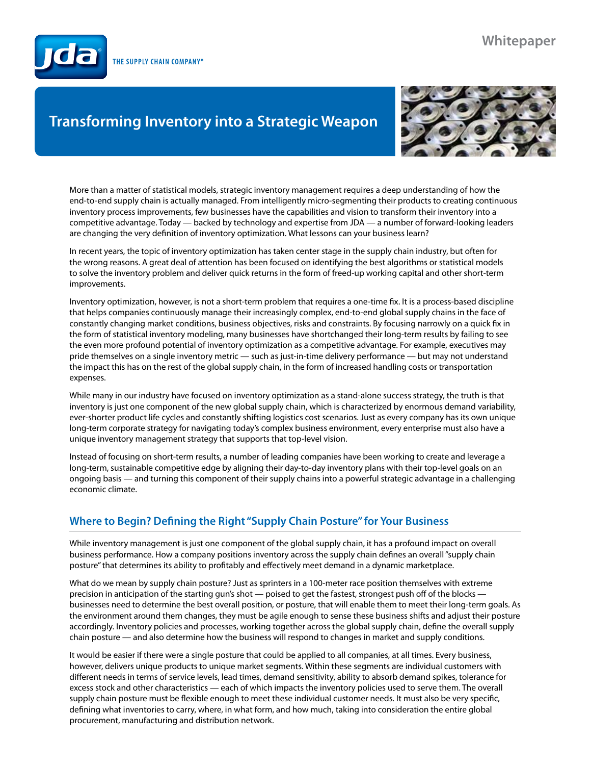Whitepaper

THE SUPPLY CHAIN COMPANY®

# Transforming Inventory into a Strategic Weapon

More than a matter of statistical models, strategic inventory management requires a deep understanding of how the end-to-end supply chain is actually managed. From intelligently micro-segmenting their products to creating continuous inventory process improvements, few businesses have the capabilities and vision to transform their inventory into a competitive advantage. Today — backed by technology and expertise from JDA — a number of forward-looking leaders are changing the very definition of inventory optimization. What lessons can your business learn?

In recent years, the topic of inventory optimization has taken center stage in the supply chain industry, but often for the wrong reasons. A great deal of attention has been focused on identifying the best algorithms or statistical models to solve the inventory problem and deliver quick returns in the form of freed-up working capital and other short-term improvements.

Inventory optimization, however, is not a short-term problem that requires a one-time fix. It is a process-based discipline that helps companies continuously manage their increasingly complex, end-to-end global supply chains in the face of constantly changing market conditions, business objectives, risks and constraints. By focusing narrowly on a quick fix in the form of statistical inventory modeling, many businesses have shortchanged their long-term results by failing to see the even more profound potential of inventory optimization as a competitive advantage. For example, executives may pride themselves on a single inventory metric — such as just-in-time delivery performance — but may not understand the impact this has on the rest of the global supply chain, in the form of increased handling costs or transportation expenses.

While many in our industry have focused on inventory optimization as a stand-alone success strategy, the truth is that inventory is just one component of the new global supply chain, which is characterized by enormous demand variability, ever-shorter product life cycles and constantly shifting logistics cost scenarios. Just as every company has its own unique long-term corporate strategy for navigating today's complex business environment, every enterprise must also have a unique inventory management strategy that supports that top-level vision.

Instead of focusing on short-term results, a number of leading companies have been working to create and leverage a long-term, sustainable competitive edge by aligning their day-to-day inventory plans with their top-level goals on an ongoing basis — and turning this component of their supply chains into a powerful strategic advantage in a challenging economic climate.

## Where to Begin? Defining the Right "Supply Chain Posture" for Your Business

While inventory management is just one component of the global supply chain, it has a profound impact on overall business performance. How a company positions inventory across the supply chain defines an overall "supply chain posture" that determines its ability to profitably and effectively meet demand in a dynamic marketplace.

What do we mean by supply chain posture? Just as sprinters in a 100-meter race position themselves with extreme precision in anticipation of the starting gun's shot — poised to get the fastest, strongest push off of the blocks — businesses need to determine the best overall position, or posture, that will enable them to meet their long-term goals. As the environment around them changes, they must be agile enough to sense these business shifts and adjust their posture accordingly. Inventory policies and processes, working together across the global supply chain, define the overall supply chain posture — and also determine how the business will respond to changes in market and supply conditions.

It would be easier if there were a single posture that could be applied to all companies, at all times. Every business, however, delivers unique products to unique market segments. Within these segments are individual customers with different needs in terms of service levels, lead times, demand sensitivity, ability to absorb demand spikes, tolerance for excess stock and other characteristics — each of which impacts the inventory policies used to serve them. The overall supply chain posture must be flexible enough to meet these individual customer needs. It must also be very specific, defining what inventories to carry, where, in what form, and how much, taking into consideration the entire global procurement, manufacturing and distribution network.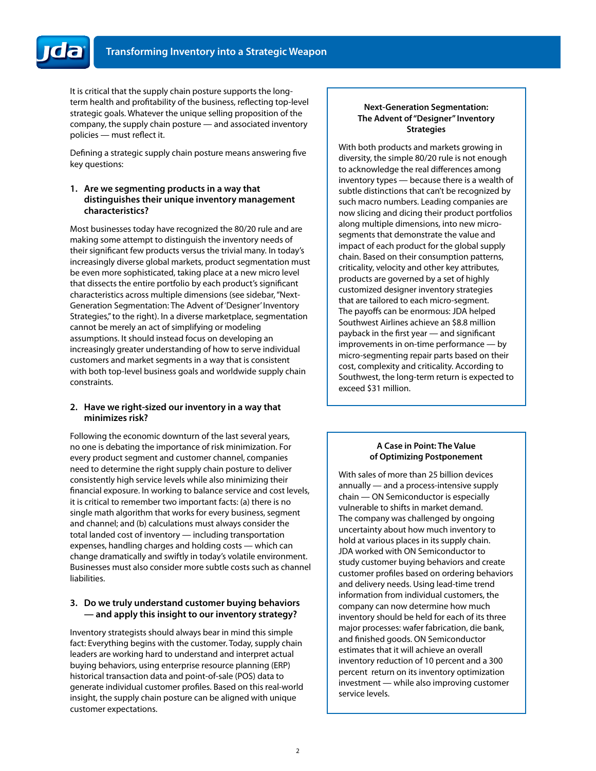It is critical that the supply chain posture supports the long-term health and profitability of the business, reflecting top-level strategic goals. Whatever the unique selling proposition of the company, the supply chain posture — and associated inventory policies — must reflect it.

Defining a strategic supply chain posture means answering five key questions:

### 1. Are we segmenting products in a way that distinguishes their unique inventory management characteristics?

Most businesses today have recognized the 80/20 rule and are making some attempt to distinguish the inventory needs of their significant few products versus the trivial many. In today's increasingly diverse global markets, product segmentation must be even more sophisticated, taking place at a new micro level that dissects the entire portfolio by each product's significant characteristics across multiple dimensions (see sidebar, "Next-Generation Segmentation: The Advent of 'Designer' Inventory Strategies," to the right). In a diverse marketplace, segmentation cannot be merely an act of simplifying or modeling assumptions. It should instead focus on developing an increasingly greater understanding of how to serve individual customers and market segments in a way that is consistent with both top-level business goals and worldwide supply chain constraints.

### 2. Have we right-sized our inventory in a way that minimizes risk?

Following the economic downturn of the last several years, no one is debating the importance of risk minimization. For every product segment and customer channel, companies need to determine the right supply chain posture to deliver consistently high service levels while also minimizing their financial exposure. In working to balance service and cost levels, it is critical to remember two important facts: (a) there is no single math algorithm that works for every business, segment and channel; and (b) calculations must always consider the total landed cost of inventory — including transportation expenses, handling charges and holding costs — which can change dramatically and swiftly in today's volatile environment. Businesses must also consider more subtle costs such as channel liabilities.

### 3. Do we truly understand customer buying behaviors — and apply this insight to our inventory strategy?

Inventory strategists should always bear in mind this simple fact: Everything begins with the customer. Today, supply chain leaders are working hard to understand and interpret actual buying behaviors, using enterprise resource planning (ERP) historical transaction data and point-of-sale (POS) data to generate individual customer profiles. Based on this real-world insight, the supply chain posture can be aligned with unique customer expectations.

---

**Next-Generation Segmentation: The Advent of "Designer" Inventory Strategies**

With both products and markets growing in diversity, the simple 80/20 rule is not enough to acknowledge the real differences among inventory types — because there is a wealth of subtle distinctions that can't be recognized by such macro numbers. Leading companies are now slicing and dicing their product portfolios along multiple dimensions, into new micro-segments that demonstrate the value and impact of each product for the global supply chain. Based on their consumption patterns, criticality, velocity and other key attributes, products are governed by a set of highly customized designer inventory strategies that are tailored to each micro-segment. The payoffs can be enormous: JDA helped Southwest Airlines achieve an $8.8 million payback in the first year — and significant improvements in on-time performance — by micro-segmenting repair parts based on their cost, complexity and criticality. According to Southwest, the long-term return is expected to exceed $31 million.

---

**A Case in Point: The Value of Optimizing Postponement**

With sales of more than 25 billion devices annually — and a process-intensive supply chain — ON Semiconductor is especially vulnerable to shifts in market demand. The company was challenged by ongoing uncertainty about how much inventory to hold at various places in its supply chain. JDA worked with ON Semiconductor to study customer buying behaviors and create customer profiles based on ordering behaviors and delivery needs. Using lead-time trend information from individual customers, the company can now determine how much inventory should be held for each of its three major processes: wafer fabrication, die bank, and finished goods. ON Semiconductor estimates that it will achieve an overall inventory reduction of 10 percent and a 300 percent return on its inventory optimization investment — while also improving customer service levels.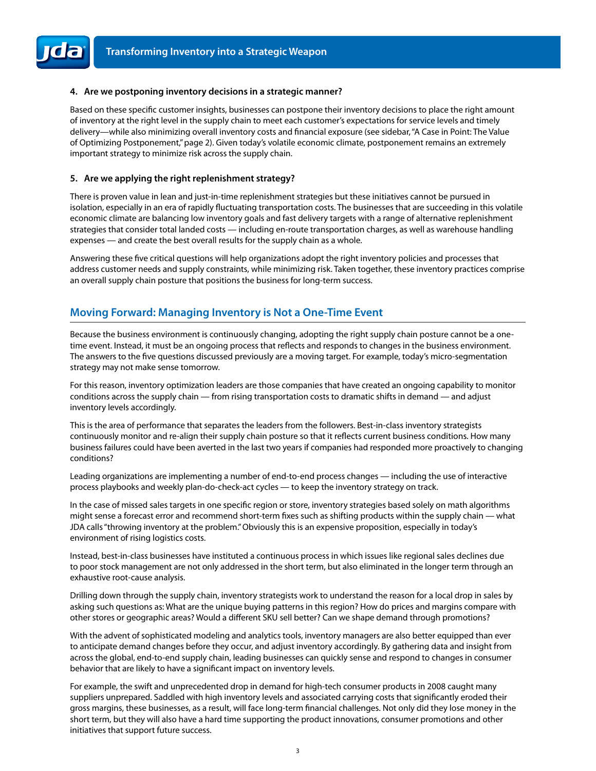**4. Are we postponing inventory decisions in a strategic manner?**

Based on these specific customer insights, businesses can postpone their inventory decisions to place the right amount of inventory at the right level in the supply chain to meet each customer's expectations for service levels and timely delivery—while also minimizing overall inventory costs and financial exposure (see sidebar, "A Case in Point: The Value of Optimizing Postponement," page 2). Given today's volatile economic climate, postponement remains an extremely important strategy to minimize risk across the supply chain.

**5. Are we applying the right replenishment strategy?**

There is proven value in lean and just-in-time replenishment strategies but these initiatives cannot be pursued in isolation, especially in an era of rapidly fluctuating transportation costs. The businesses that are succeeding in this volatile economic climate are balancing low inventory goals and fast delivery targets with a range of alternative replenishment strategies that consider total landed costs — including en-route transportation charges, as well as warehouse handling expenses — and create the best overall results for the supply chain as a whole.

Answering these five critical questions will help organizations adopt the right inventory policies and processes that address customer needs and supply constraints, while minimizing risk. Taken together, these inventory practices comprise an overall supply chain posture that positions the business for long-term success.

## Moving Forward: Managing Inventory is Not a One-Time Event

Because the business environment is continuously changing, adopting the right supply chain posture cannot be a one-time event. Instead, it must be an ongoing process that reflects and responds to changes in the business environment. The answers to the five questions discussed previously are a moving target. For example, today's micro-segmentation strategy may not make sense tomorrow.

For this reason, inventory optimization leaders are those companies that have created an ongoing capability to monitor conditions across the supply chain — from rising transportation costs to dramatic shifts in demand — and adjust inventory levels accordingly.

This is the area of performance that separates the leaders from the followers. Best-in-class inventory strategists continuously monitor and re-align their supply chain posture so that it reflects current business conditions. How many business failures could have been averted in the last two years if companies had responded more proactively to changing conditions?

Leading organizations are implementing a number of end-to-end process changes — including the use of interactive process playbooks and weekly plan-do-check-act cycles — to keep the inventory strategy on track.

In the case of missed sales targets in one specific region or store, inventory strategies based solely on math algorithms might sense a forecast error and recommend short-term fixes such as shifting products within the supply chain — what JDA calls "throwing inventory at the problem." Obviously this is an expensive proposition, especially in today's environment of rising logistics costs.

Instead, best-in-class businesses have instituted a continuous process in which issues like regional sales declines due to poor stock management are not only addressed in the short term, but also eliminated in the longer term through an exhaustive root-cause analysis.

Drilling down through the supply chain, inventory strategists work to understand the reason for a local drop in sales by asking such questions as: What are the unique buying patterns in this region? How do prices and margins compare with other stores or geographic areas? Would a different SKU sell better? Can we shape demand through promotions?

With the advent of sophisticated modeling and analytics tools, inventory managers are also better equipped than ever to anticipate demand changes before they occur, and adjust inventory accordingly. By gathering data and insight from across the global, end-to-end supply chain, leading businesses can quickly sense and respond to changes in consumer behavior that are likely to have a significant impact on inventory levels.

For example, the swift and unprecedented drop in demand for high-tech consumer products in 2008 caught many suppliers unprepared. Saddled with high inventory levels and associated carrying costs that significantly eroded their gross margins, these businesses, as a result, will face long-term financial challenges. Not only did they lose money in the short term, but they will also have a hard time supporting the product innovations, consumer promotions and other initiatives that support future success.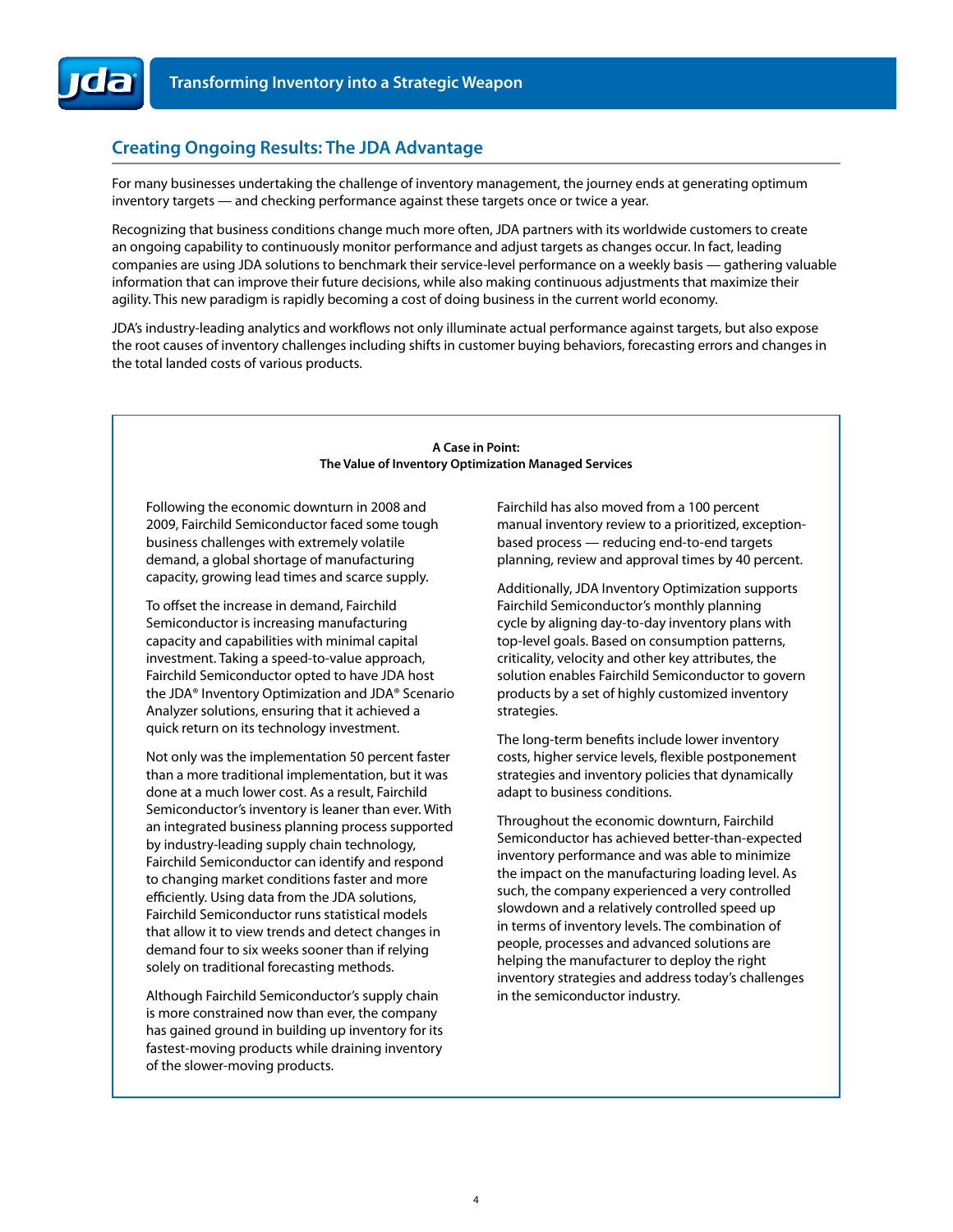## Creating Ongoing Results: The JDA Advantage

For many businesses undertaking the challenge of inventory management, the journey ends at generating optimum inventory targets — and checking performance against these targets once or twice a year.

Recognizing that business conditions change much more often, JDA partners with its worldwide customers to create an ongoing capability to continuously monitor performance and adjust targets as changes occur. In fact, leading companies are using JDA solutions to benchmark their service-level performance on a weekly basis — gathering valuable information that can improve their future decisions, while also making continuous adjustments that maximize their agility. This new paradigm is rapidly becoming a cost of doing business in the current world economy.

JDA's industry-leading analytics and workflows not only illuminate actual performance against targets, but also expose the root causes of inventory challenges including shifts in customer buying behaviors, forecasting errors and changes in the total landed costs of various products.

**A Case in Point:**
**The Value of Inventory Optimization Managed Services**

Following the economic downturn in 2008 and 2009, Fairchild Semiconductor faced some tough business challenges with extremely volatile demand, a global shortage of manufacturing capacity, growing lead times and scarce supply.

To offset the increase in demand, Fairchild Semiconductor is increasing manufacturing capacity and capabilities with minimal capital investment. Taking a speed-to-value approach, Fairchild Semiconductor opted to have JDA host the JDA® Inventory Optimization and JDA® Scenario Analyzer solutions, ensuring that it achieved a quick return on its technology investment.

Not only was the implementation 50 percent faster than a more traditional implementation, but it was done at a much lower cost. As a result, Fairchild Semiconductor's inventory is leaner than ever. With an integrated business planning process supported by industry-leading supply chain technology, Fairchild Semiconductor can identify and respond to changing market conditions faster and more efficiently. Using data from the JDA solutions, Fairchild Semiconductor runs statistical models that allow it to view trends and detect changes in demand four to six weeks sooner than if relying solely on traditional forecasting methods.

Although Fairchild Semiconductor's supply chain is more constrained now than ever, the company has gained ground in building up inventory for its fastest-moving products while draining inventory of the slower-moving products.

Fairchild has also moved from a 100 percent manual inventory review to a prioritized, exception-based process — reducing end-to-end targets planning, review and approval times by 40 percent.

Additionally, JDA Inventory Optimization supports Fairchild Semiconductor's monthly planning cycle by aligning day-to-day inventory plans with top-level goals. Based on consumption patterns, criticality, velocity and other key attributes, the solution enables Fairchild Semiconductor to govern products by a set of highly customized inventory strategies.

The long-term benefits include lower inventory costs, higher service levels, flexible postponement strategies and inventory policies that dynamically adapt to business conditions.

Throughout the economic downturn, Fairchild Semiconductor has achieved better-than-expected inventory performance and was able to minimize the impact on the manufacturing loading level. As such, the company experienced a very controlled slowdown and a relatively controlled speed up in terms of inventory levels. The combination of people, processes and advanced solutions are helping the manufacturer to deploy the right inventory strategies and address today's challenges in the semiconductor industry.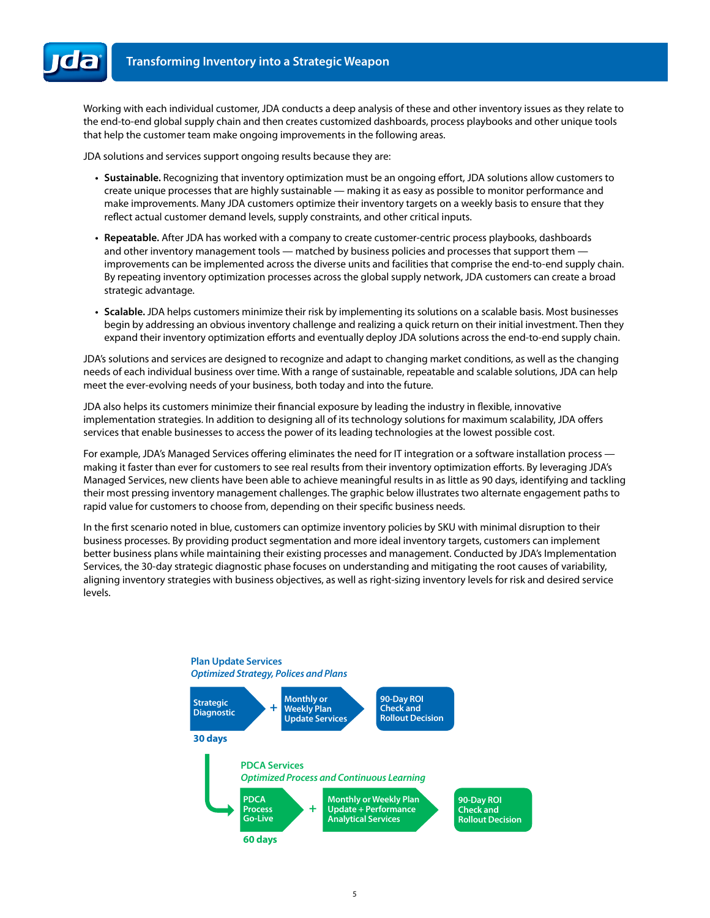Working with each individual customer, JDA conducts a deep analysis of these and other inventory issues as they relate to the end-to-end global supply chain and then creates customized dashboards, process playbooks and other unique tools that help the customer team make ongoing improvements in the following areas.

JDA solutions and services support ongoing results because they are:

- **Sustainable.** Recognizing that inventory optimization must be an ongoing effort, JDA solutions allow customers to create unique processes that are highly sustainable — making it as easy as possible to monitor performance and make improvements. Many JDA customers optimize their inventory targets on a weekly basis to ensure that they reflect actual customer demand levels, supply constraints, and other critical inputs.
- **Repeatable.** After JDA has worked with a company to create customer-centric process playbooks, dashboards and other inventory management tools — matched by business policies and processes that support them — improvements can be implemented across the diverse units and facilities that comprise the end-to-end supply chain. By repeating inventory optimization processes across the global supply network, JDA customers can create a broad strategic advantage.
- **Scalable.** JDA helps customers minimize their risk by implementing its solutions on a scalable basis. Most businesses begin by addressing an obvious inventory challenge and realizing a quick return on their initial investment. Then they expand their inventory optimization efforts and eventually deploy JDA solutions across the end-to-end supply chain.

JDA's solutions and services are designed to recognize and adapt to changing market conditions, as well as the changing needs of each individual business over time. With a range of sustainable, repeatable and scalable solutions, JDA can help meet the ever-evolving needs of your business, both today and into the future.

JDA also helps its customers minimize their financial exposure by leading the industry in flexible, innovative implementation strategies. In addition to designing all of its technology solutions for maximum scalability, JDA offers services that enable businesses to access the power of its leading technologies at the lowest possible cost.

For example, JDA's Managed Services offering eliminates the need for IT integration or a software installation process — making it faster than ever for customers to see real results from their inventory optimization efforts. By leveraging JDA's Managed Services, new clients have been able to achieve meaningful results in as little as 90 days, identifying and tackling their most pressing inventory management challenges. The graphic below illustrates two alternate engagement paths to rapid value for customers to choose from, depending on their specific business needs.

In the first scenario noted in blue, customers can optimize inventory policies by SKU with minimal disruption to their business processes. By providing product segmentation and more ideal inventory targets, customers can implement better business plans while maintaining their existing processes and management. Conducted by JDA's Implementation Services, the 30-day strategic diagnostic phase focuses on understanding and mitigating the root causes of variability, aligning inventory strategies with business objectives, as well as right-sizing inventory levels for risk and desired service levels.

**Plan Update Services**
*Optimized Strategy, Polices and Plans*

Strategic Diagnostic (30 days) + Monthly or Weekly Plan Update Services → 90-Day ROI Check and Rollout Decision

**PDCA Services**
*Optimized Process and Continuous Learning*

PDCA Process Go-Live (60 days) + Monthly or Weekly Plan Update + Performance Analytical Services → 90-Day ROI Check and Rollout Decision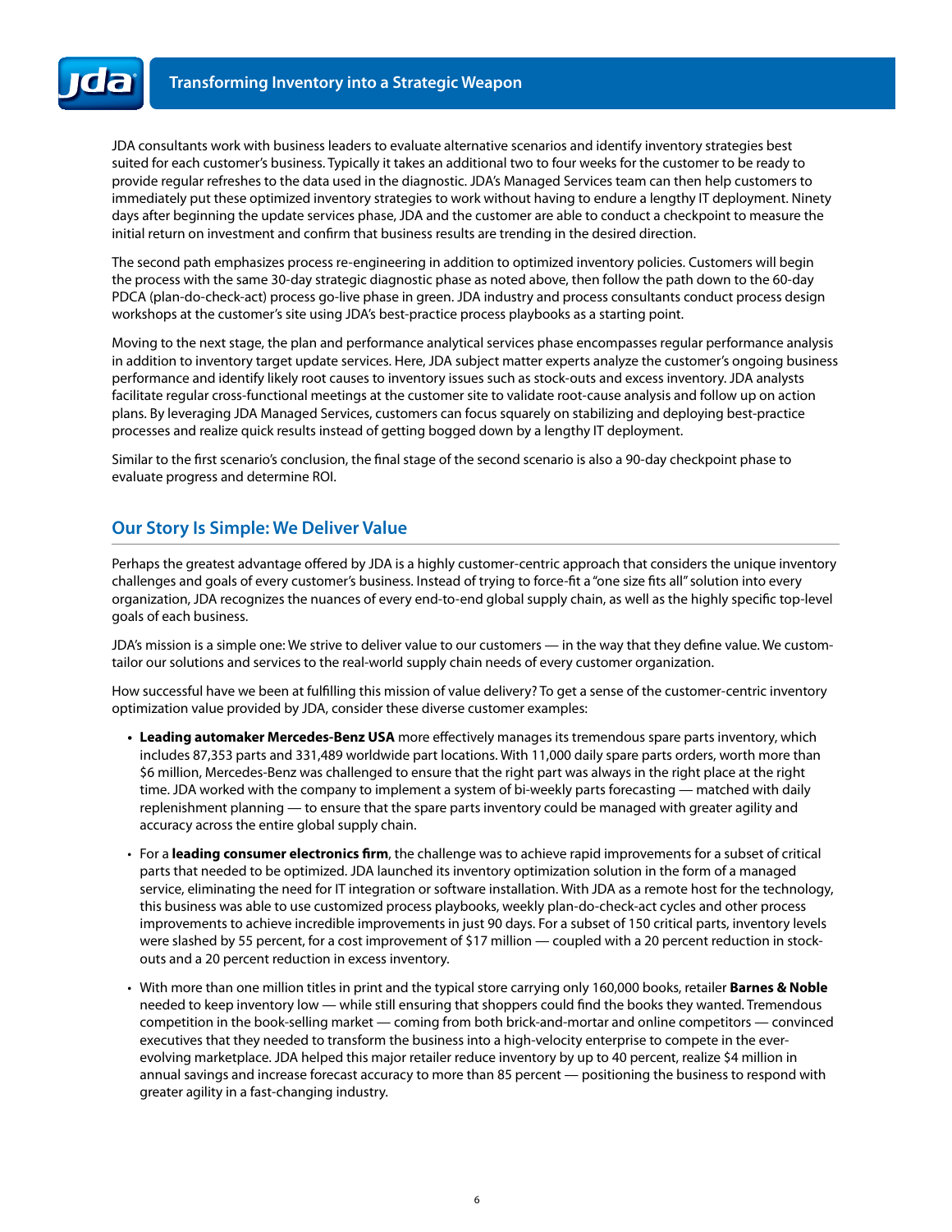JDA consultants work with business leaders to evaluate alternative scenarios and identify inventory strategies best suited for each customer's business. Typically it takes an additional two to four weeks for the customer to be ready to provide regular refreshes to the data used in the diagnostic. JDA's Managed Services team can then help customers to immediately put these optimized inventory strategies to work without having to endure a lengthy IT deployment. Ninety days after beginning the update services phase, JDA and the customer are able to conduct a checkpoint to measure the initial return on investment and confirm that business results are trending in the desired direction.

The second path emphasizes process re-engineering in addition to optimized inventory policies. Customers will begin the process with the same 30-day strategic diagnostic phase as noted above, then follow the path down to the 60-day PDCA (plan-do-check-act) process go-live phase in green. JDA industry and process consultants conduct process design workshops at the customer's site using JDA's best-practice process playbooks as a starting point.

Moving to the next stage, the plan and performance analytical services phase encompasses regular performance analysis in addition to inventory target update services. Here, JDA subject matter experts analyze the customer's ongoing business performance and identify likely root causes to inventory issues such as stock-outs and excess inventory. JDA analysts facilitate regular cross-functional meetings at the customer site to validate root-cause analysis and follow up on action plans. By leveraging JDA Managed Services, customers can focus squarely on stabilizing and deploying best-practice processes and realize quick results instead of getting bogged down by a lengthy IT deployment.

Similar to the first scenario's conclusion, the final stage of the second scenario is also a 90-day checkpoint phase to evaluate progress and determine ROI.

## Our Story Is Simple: We Deliver Value

Perhaps the greatest advantage offered by JDA is a highly customer-centric approach that considers the unique inventory challenges and goals of every customer's business. Instead of trying to force-fit a "one size fits all" solution into every organization, JDA recognizes the nuances of every end-to-end global supply chain, as well as the highly specific top-level goals of each business.

JDA's mission is a simple one: We strive to deliver value to our customers — in the way that they define value. We custom-tailor our solutions and services to the real-world supply chain needs of every customer organization.

How successful have we been at fulfilling this mission of value delivery? To get a sense of the customer-centric inventory optimization value provided by JDA, consider these diverse customer examples:

- **Leading automaker Mercedes-Benz USA** more effectively manages its tremendous spare parts inventory, which includes 87,353 parts and 331,489 worldwide part locations. With 11,000 daily spare parts orders, worth more than $6 million, Mercedes-Benz was challenged to ensure that the right part was always in the right place at the right time. JDA worked with the company to implement a system of bi-weekly parts forecasting — matched with daily replenishment planning — to ensure that the spare parts inventory could be managed with greater agility and accuracy across the entire global supply chain.
- For a **leading consumer electronics firm**, the challenge was to achieve rapid improvements for a subset of critical parts that needed to be optimized. JDA launched its inventory optimization solution in the form of a managed service, eliminating the need for IT integration or software installation. With JDA as a remote host for the technology, this business was able to use customized process playbooks, weekly plan-do-check-act cycles and other process improvements to achieve incredible improvements in just 90 days. For a subset of 150 critical parts, inventory levels were slashed by 55 percent, for a cost improvement of $17 million — coupled with a 20 percent reduction in stock-outs and a 20 percent reduction in excess inventory.
- With more than one million titles in print and the typical store carrying only 160,000 books, retailer **Barnes & Noble** needed to keep inventory low — while still ensuring that shoppers could find the books they wanted. Tremendous competition in the book-selling market — coming from both brick-and-mortar and online competitors — convinced executives that they needed to transform the business into a high-velocity enterprise to compete in the ever-evolving marketplace. JDA helped this major retailer reduce inventory by up to 40 percent, realize $4 million in annual savings and increase forecast accuracy to more than 85 percent — positioning the business to respond with greater agility in a fast-changing industry.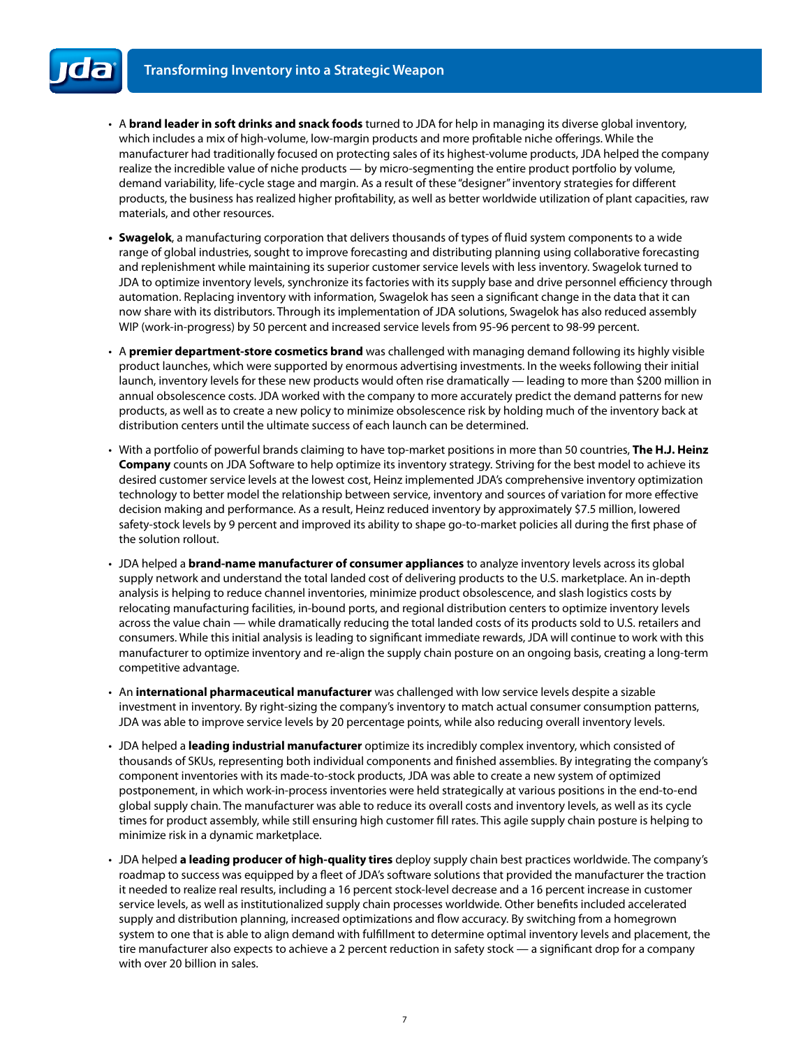- A **brand leader in soft drinks and snack foods** turned to JDA for help in managing its diverse global inventory, which includes a mix of high-volume, low-margin products and more profitable niche offerings. While the manufacturer had traditionally focused on protecting sales of its highest-volume products, JDA helped the company realize the incredible value of niche products — by micro-segmenting the entire product portfolio by volume, demand variability, life-cycle stage and margin. As a result of these "designer" inventory strategies for different products, the business has realized higher profitability, as well as better worldwide utilization of plant capacities, raw materials, and other resources.

- **Swagelok**, a manufacturing corporation that delivers thousands of types of fluid system components to a wide range of global industries, sought to improve forecasting and distributing planning using collaborative forecasting and replenishment while maintaining its superior customer service levels with less inventory. Swagelok turned to JDA to optimize inventory levels, synchronize its factories with its supply base and drive personnel efficiency through automation. Replacing inventory with information, Swagelok has seen a significant change in the data that it can now share with its distributors. Through its implementation of JDA solutions, Swagelok has also reduced assembly WIP (work-in-progress) by 50 percent and increased service levels from 95-96 percent to 98-99 percent.

- A **premier department-store cosmetics brand** was challenged with managing demand following its highly visible product launches, which were supported by enormous advertising investments. In the weeks following their initial launch, inventory levels for these new products would often rise dramatically — leading to more than $200 million in annual obsolescence costs. JDA worked with the company to more accurately predict the demand patterns for new products, as well as to create a new policy to minimize obsolescence risk by holding much of the inventory back at distribution centers until the ultimate success of each launch can be determined.

- With a portfolio of powerful brands claiming to have top-market positions in more than 50 countries, **The H.J. Heinz Company** counts on JDA Software to help optimize its inventory strategy. Striving for the best model to achieve its desired customer service levels at the lowest cost, Heinz implemented JDA's comprehensive inventory optimization technology to better model the relationship between service, inventory and sources of variation for more effective decision making and performance. As a result, Heinz reduced inventory by approximately $7.5 million, lowered safety-stock levels by 9 percent and improved its ability to shape go-to-market policies all during the first phase of the solution rollout.

- JDA helped a **brand-name manufacturer of consumer appliances** to analyze inventory levels across its global supply network and understand the total landed cost of delivering products to the U.S. marketplace. An in-depth analysis is helping to reduce channel inventories, minimize product obsolescence, and slash logistics costs by relocating manufacturing facilities, in-bound ports, and regional distribution centers to optimize inventory levels across the value chain — while dramatically reducing the total landed costs of its products sold to U.S. retailers and consumers. While this initial analysis is leading to significant immediate rewards, JDA will continue to work with this manufacturer to optimize inventory and re-align the supply chain posture on an ongoing basis, creating a long-term competitive advantage.

- An **international pharmaceutical manufacturer** was challenged with low service levels despite a sizable investment in inventory. By right-sizing the company's inventory to match actual consumer consumption patterns, JDA was able to improve service levels by 20 percentage points, while also reducing overall inventory levels.

- JDA helped a **leading industrial manufacturer** optimize its incredibly complex inventory, which consisted of thousands of SKUs, representing both individual components and finished assemblies. By integrating the company's component inventories with its made-to-stock products, JDA was able to create a new system of optimized postponement, in which work-in-process inventories were held strategically at various positions in the end-to-end global supply chain. The manufacturer was able to reduce its overall costs and inventory levels, as well as its cycle times for product assembly, while still ensuring high customer fill rates. This agile supply chain posture is helping to minimize risk in a dynamic marketplace.

- JDA helped **a leading producer of high-quality tires** deploy supply chain best practices worldwide. The company's roadmap to success was equipped by a fleet of JDA's software solutions that provided the manufacturer the traction it needed to realize real results, including a 16 percent stock-level decrease and a 16 percent increase in customer service levels, as well as institutionalized supply chain processes worldwide. Other benefits included accelerated supply and distribution planning, increased optimizations and flow accuracy. By switching from a homegrown system to one that is able to align demand with fulfillment to determine optimal inventory levels and placement, the tire manufacturer also expects to achieve a 2 percent reduction in safety stock — a significant drop for a company with over 20 billion in sales.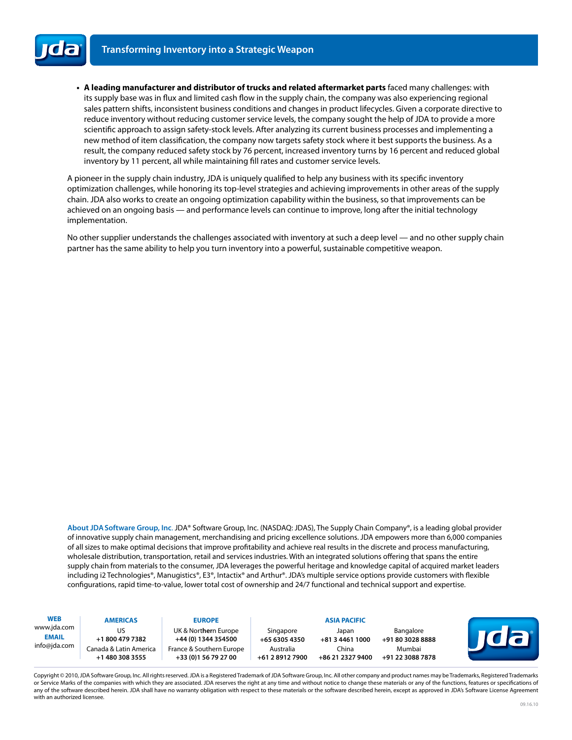- **A leading manufacturer and distributor of trucks and related aftermarket parts** faced many challenges: with its supply base was in flux and limited cash flow in the supply chain, the company was also experiencing regional sales pattern shifts, inconsistent business conditions and changes in product lifecycles. Given a corporate directive to reduce inventory without reducing customer service levels, the company sought the help of JDA to provide a more scientific approach to assign safety-stock levels. After analyzing its current business processes and implementing a new method of item classification, the company now targets safety stock where it best supports the business. As a result, the company reduced safety stock by 76 percent, increased inventory turns by 16 percent and reduced global inventory by 11 percent, all while maintaining fill rates and customer service levels.

A pioneer in the supply chain industry, JDA is uniquely qualified to help any business with its specific inventory optimization challenges, while honoring its top-level strategies and achieving improvements in other areas of the supply chain. JDA also works to create an ongoing optimization capability within the business, so that improvements can be achieved on an ongoing basis — and performance levels can continue to improve, long after the initial technology implementation.

No other supplier understands the challenges associated with inventory at such a deep level — and no other supply chain partner has the same ability to help you turn inventory into a powerful, sustainable competitive weapon.

**About JDA Software Group, Inc.** JDA® Software Group, Inc. (NASDAQ: JDAS), The Supply Chain Company®, is a leading global provider of innovative supply chain management, merchandising and pricing excellence solutions. JDA empowers more than 6,000 companies of all sizes to make optimal decisions that improve profitability and achieve real results in the discrete and process manufacturing, wholesale distribution, transportation, retail and services industries. With an integrated solutions offering that spans the entire supply chain from materials to the consumer, JDA leverages the powerful heritage and knowledge capital of acquired market leaders including i2 Technologies®, Manugistics®, E3®, Intactix® and Arthur®. JDA's multiple service options provide customers with flexible configurations, rapid time-to-value, lower total cost of ownership and 24/7 functional and technical support and expertise.

**WEB**
www.jda.com
**EMAIL**
info@jda.com

**AMERICAS**
US
**+1 800 479 7382**
Canada & Latin America
**+1 480 308 3555**

**EUROPE**
UK & Northern Europe
**+44 (0) 1344 354500**
France & Southern Europe
**+33 (0)1 56 79 27 00**

**ASIA PACIFIC**
Singapore
**+65 6305 4350**
Australia
**+61 2 8912 7900**
Japan
**+81 3 4461 1000**
China
**+86 21 2327 9400**
Bangalore
**+91 80 3028 8888**
Mumbai
**+91 22 3088 7878**

Copyright © 2010, JDA Software Group, Inc. All rights reserved. JDA is a Registered Trademark of JDA Software Group, Inc. All other company and product names may be Trademarks, Registered Trademarks or Service Marks of the companies with which they are associated. JDA reserves the right at any time and without notice to change these materials or any of the functions, features or specifications of any of the software described herein. JDA shall have no warranty obligation with respect to these materials or the software described herein, except as approved in JDA's Software License Agreement with an authorized licensee.

09.16.10